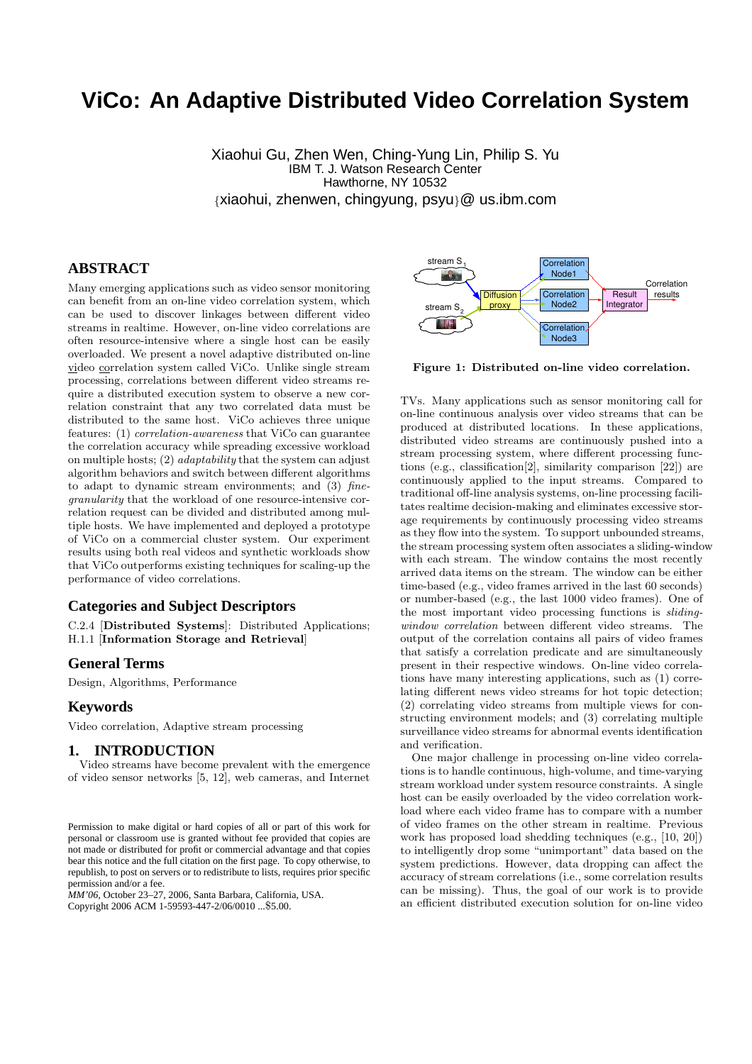# ViCo: An Adaptive Distributed Video Correlation System

Xiaohui Gu, Zhen Wen, Ching-Yung Lin, Philip S. Yu
IBM T. J. Watson Research Center
Hawthorne, NY 10532
{xiaohui, zhenwen, chingyung, psyu}@ us.ibm.com

## ABSTRACT

Many emerging applications such as video sensor monitoring can benefit from an on-line video correlation system, which can be used to discover linkages between different video streams in realtime. However, on-line video correlations are often resource-intensive where a single host can be easily overloaded. We present a novel adaptive distributed on-line video correlation system called ViCo. Unlike single stream processing, correlations between different video streams require a distributed execution system to observe a new correlation constraint that any two correlated data must be distributed to the same host. ViCo achieves three unique features: (1) *correlation-awareness* that ViCo can guarantee the correlation accuracy while spreading excessive workload on multiple hosts; (2) *adaptability* that the system can adjust algorithm behaviors and switch between different algorithms to adapt to dynamic stream environments; and (3) *fine-granularity* that the workload of one resource-intensive correlation request can be divided and distributed among multiple hosts. We have implemented and deployed a prototype of ViCo on a commercial cluster system. Our experiment results using both real videos and synthetic workloads show that ViCo outperforms existing techniques for scaling-up the performance of video correlations.

## Categories and Subject Descriptors

C.2.4 [**Distributed Systems**]: Distributed Applications; H.1.1 [**Information Storage and Retrieval**]

## General Terms

Design, Algorithms, Performance

## Keywords

Video correlation, Adaptive stream processing

## 1. INTRODUCTION

Video streams have become prevalent with the emergence of video sensor networks [5, 12], web cameras, and Internet TVs. Many applications such as sensor monitoring call for on-line continuous analysis over video streams that can be produced at distributed locations. In these applications, distributed video streams are continuously pushed into a stream processing system, where different processing functions (e.g., classification[2], similarity comparison [22]) are continuously applied to the input streams. Compared to traditional off-line analysis systems, on-line processing facilitates realtime decision-making and eliminates excessive storage requirements by continuously processing video streams as they flow into the system. To support unbounded streams, the stream processing system often associates a sliding-window with each stream. The window contains the most recently arrived data items on the stream. The window can be either time-based (e.g., video frames arrived in the last 60 seconds) or number-based (e.g., the last 1000 video frames). One of the most important video processing functions is *sliding-window correlation* between different video streams. The output of the correlation contains all pairs of video frames that satisfy a correlation predicate and are simultaneously present in their respective windows. On-line video correlations have many interesting applications, such as (1) correlating different news video streams for hot topic detection; (2) correlating video streams from multiple views for constructing environment models; and (3) correlating multiple surveillance video streams for abnormal events identification and verification.

Figure 1: Distributed on-line video correlation.

One major challenge in processing on-line video correlations is to handle continuous, high-volume, and time-varying stream workload under system resource constraints. A single host can be easily overloaded by the video correlation workload where each video frame has to compare with a number of video frames on the other stream in realtime. Previous work has proposed load shedding techniques (e.g., [10, 20]) to intelligently drop some "unimportant" data based on the system predictions. However, data dropping can affect the accuracy of stream correlations (i.e., some correlation results can be missing). Thus, the goal of our work is to provide an efficient distributed execution solution for on-line video

Permission to make digital or hard copies of all or part of this work for personal or classroom use is granted without fee provided that copies are not made or distributed for profit or commercial advantage and that copies bear this notice and the full citation on the first page. To copy otherwise, to republish, to post on servers or to redistribute to lists, requires prior specific permission and/or a fee.
*MM'06*, October 23–27, 2006, Santa Barbara, California, USA.
Copyright 2006 ACM 1-59593-447-2/06/0010 ...$5.00.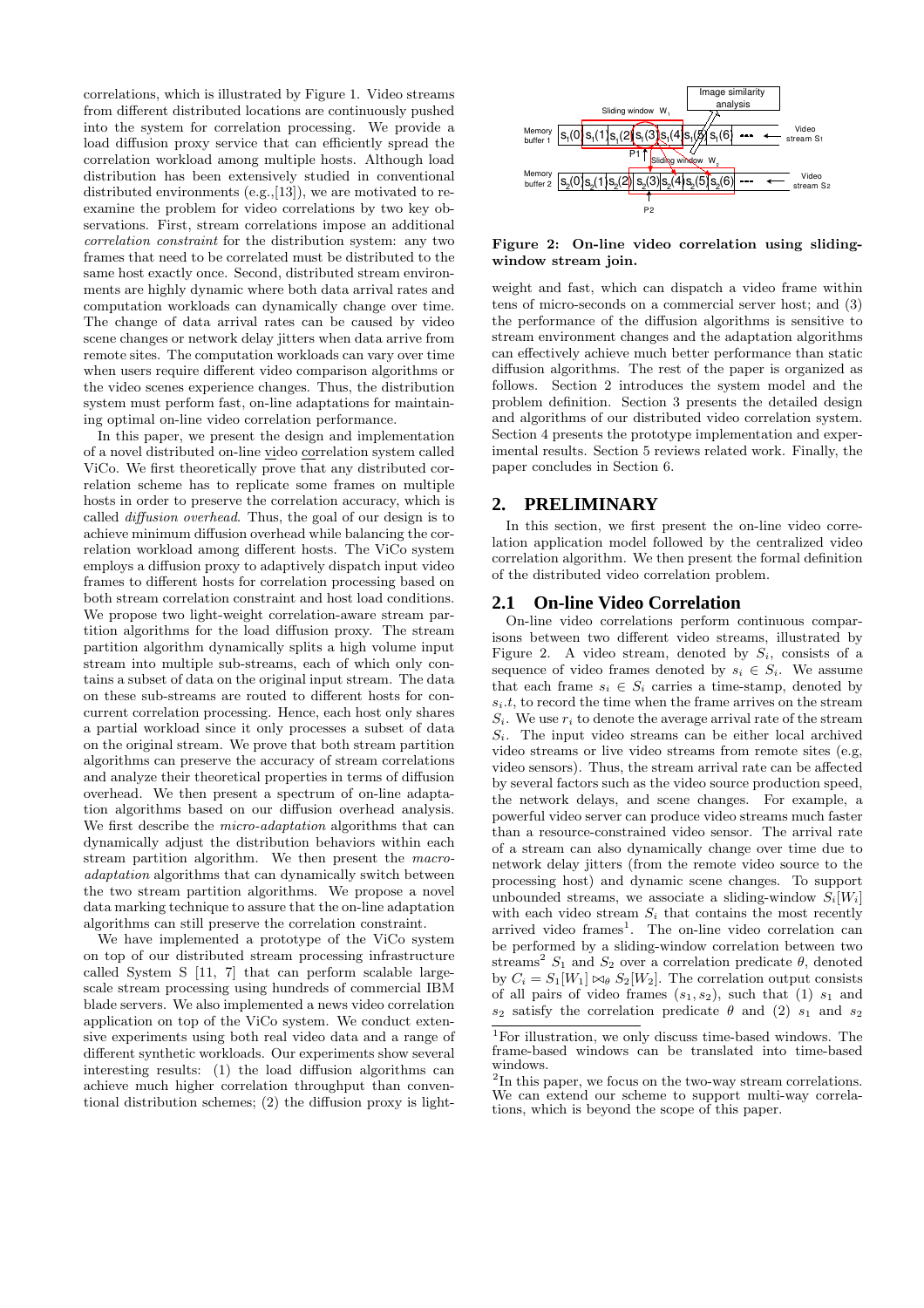correlations, which is illustrated by Figure 1. Video streams from different distributed locations are continuously pushed into the system for correlation processing. We provide a load diffusion proxy service that can efficiently spread the correlation workload among multiple hosts. Although load distribution has been extensively studied in conventional distributed environments (e.g.,[13]), we are motivated to re-examine the problem for video correlations by two key observations. First, stream correlations impose an additional *correlation constraint* for the distribution system: any two frames that need to be correlated must be distributed to the same host exactly once. Second, distributed stream environments are highly dynamic where both data arrival rates and computation workloads can dynamically change over time. The change of data arrival rates can be caused by video scene changes or network delay jitters when data arrive from remote sites. The computation workloads can vary over time when users require different video comparison algorithms or the video scenes experience changes. Thus, the distribution system must perform fast, on-line adaptations for maintaining optimal on-line video correlation performance.

In this paper, we present the design and implementation of a novel distributed on-line video correlation system called ViCo. We first theoretically prove that any distributed correlation scheme has to replicate some frames on multiple hosts in order to preserve the correlation accuracy, which is called *diffusion overhead*. Thus, the goal of our design is to achieve minimum diffusion overhead while balancing the correlation workload among different hosts. The ViCo system employs a diffusion proxy to adaptively dispatch input video frames to different hosts for correlation processing based on both stream correlation constraint and host load conditions. We propose two light-weight correlation-aware stream partition algorithms for the load diffusion proxy. The stream partition algorithm dynamically splits a high volume input stream into multiple sub-streams, each of which only contains a subset of data on the original input stream. The data on these sub-streams are routed to different hosts for concurrent correlation processing. Hence, each host only shares a partial workload since it only processes a subset of data on the original stream. We prove that both stream partition algorithms can preserve the accuracy of stream correlations and analyze their theoretical properties in terms of diffusion overhead. We then present a spectrum of on-line adaptation algorithms based on our diffusion overhead analysis. We first describe the *micro-adaptation* algorithms that can dynamically adjust the distribution behaviors within each stream partition algorithm. We then present the *macro-adaptation* algorithms that can dynamically switch between the two stream partition algorithms. We propose a novel data marking technique to assure that the on-line adaptation algorithms can still preserve the correlation constraint.

We have implemented a prototype of the ViCo system on top of our distributed stream processing infrastructure called System S [11, 7] that can perform scalable large-scale stream processing using hundreds of commercial IBM blade servers. We also implemented a news video correlation application on top of the ViCo system. We conduct extensive experiments using both real video data and a range of different synthetic workloads. Our experiments show several interesting results: (1) the load diffusion algorithms can achieve much higher correlation throughput than conventional distribution schemes; (2) the diffusion proxy is light-weight and fast, which can dispatch a video frame within tens of micro-seconds on a commercial server host; and (3) the performance of the diffusion algorithms is sensitive to stream environment changes and the adaptation algorithms can effectively achieve much better performance than static diffusion algorithms. The rest of the paper is organized as follows. Section 2 introduces the system model and the problem definition. Section 3 presents the detailed design and algorithms of our distributed video correlation system. Section 4 presents the prototype implementation and experimental results. Section 5 reviews related work. Finally, the paper concludes in Section 6.

Image similarity analysis

Sliding window $W_1$

Memory buffer 1

$s_1(0)$ $s_1(1)$ $s_1(2)$ $s_1(3)$ $s_1(4)$ $s_1(5)$ $s_1(6)$

Video stream S1

P1

Sliding window $W_2$

Memory buffer 2

$s_2(0)$ $s_2(1)$ $s_2(2)$ $s_2(3)$ $s_2(4)$ $s_2(5)$ $s_2(6)$

Video stream S2

P2

**Figure 2: On-line video correlation using sliding-window stream join.**

## 2. PRELIMINARY

In this section, we first present the on-line video correlation application model followed by the centralized video correlation algorithm. We then present the formal definition of the distributed video correlation problem.

### 2.1 On-line Video Correlation

On-line video correlations perform continuous comparisons between two different video streams, illustrated by Figure 2. A video stream, denoted by $S_i$, consists of a sequence of video frames denoted by $s_i \in S_i$. We assume that each frame $s_i \in S_i$ carries a time-stamp, denoted by $s_i.t$, to record the time when the frame arrives on the stream $S_i$. We use $r_i$ to denote the average arrival rate of the stream $S_i$. The input video streams can be either local archived video streams or live video streams from remote sites (e.g, video sensors). Thus, the stream arrival rate can be affected by several factors such as the video source production speed, the network delays, and scene changes. For example, a powerful video server can produce video streams much faster than a resource-constrained video sensor. The arrival rate of a stream can also dynamically change over time due to network delay jitters (from the remote video source to the processing host) and dynamic scene changes. To support unbounded streams, we associate a sliding-window $S_i[W_i]$ with each video stream $S_i$ that contains the most recently arrived video frames[1]. The on-line video correlation can be performed by a sliding-window correlation between two streams[2] $S_1$ and $S_2$ over a correlation predicate $\theta$, denoted by $C_i = S_1[W_1] \bowtie_\theta S_2[W_2]$. The correlation output consists of all pairs of video frames $(s_1, s_2)$, such that (1) $s_1$ and $s_2$ satisfy the correlation predicate $\theta$ and (2) $s_1$ and $s_2$

[1]For illustration, we only discuss time-based windows. The frame-based windows can be translated into time-based windows.

[2]In this paper, we focus on the two-way stream correlations. We can extend our scheme to support multi-way correlations, which is beyond the scope of this paper.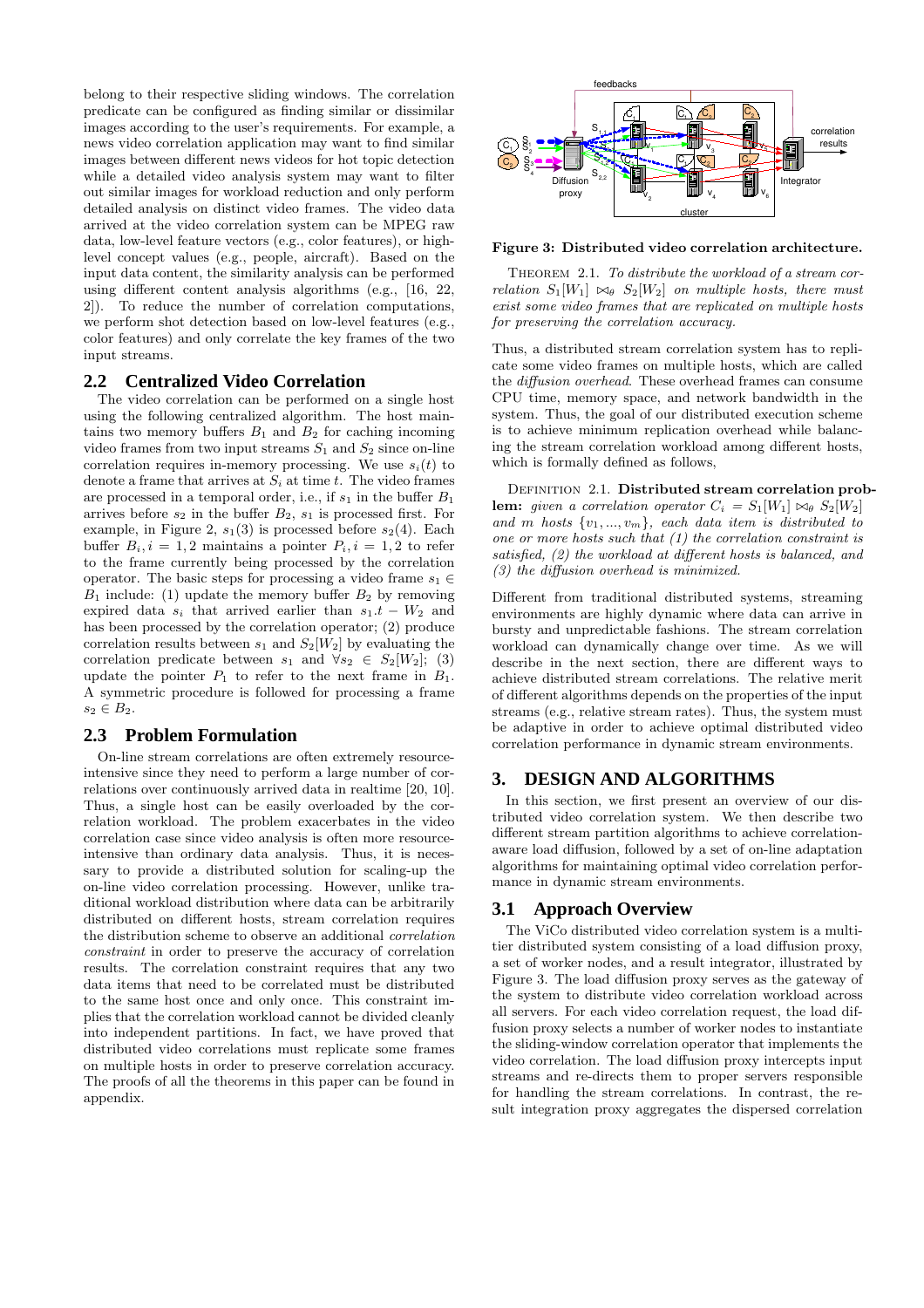belong to their respective sliding windows. The correlation predicate can be configured as finding similar or dissimilar images according to the user's requirements. For example, a news video correlation application may want to find similar images between different news videos for hot topic detection while a detailed video analysis system may want to filter out similar images for workload reduction and only perform detailed analysis on distinct video frames. The video data arrived at the video correlation system can be MPEG raw data, low-level feature vectors (e.g., color features), or high-level concept values (e.g., people, aircraft). Based on the input data content, the similarity analysis can be performed using different content analysis algorithms (e.g., [16, 22, 2]). To reduce the number of correlation computations, we perform shot detection based on low-level features (e.g., color features) and only correlate the key frames of the two input streams.

## 2.2 Centralized Video Correlation

The video correlation can be performed on a single host using the following centralized algorithm. The host maintains two memory buffers $B_1$ and $B_2$ for caching incoming video frames from two input streams $S_1$ and $S_2$ since on-line correlation requires in-memory processing. We use $s_i(t)$ to denote a frame that arrives at $S_i$ at time $t$. The video frames are processed in a temporal order, i.e., if $s_1$ in the buffer $B_1$ arrives before $s_2$ in the buffer $B_2$, $s_1$ is processed first. For example, in Figure 2, $s_1(3)$ is processed before $s_2(4)$. Each buffer $B_i, i = 1, 2$ maintains a pointer $P_i, i = 1, 2$ to refer to the frame currently being processed by the correlation operator. The basic steps for processing a video frame $s_1 \in B_1$ include: (1) update the memory buffer $B_2$ by removing expired data $s_i$ that arrived earlier than $s_1.t - W_2$ and has been processed by the correlation operator; (2) produce correlation results between $s_1$ and $S_2[W_2]$ by evaluating the correlation predicate between $s_1$ and $\forall s_2 \in S_2[W_2]$; (3) update the pointer $P_1$ to refer to the next frame in $B_1$. A symmetric procedure is followed for processing a frame $s_2 \in B_2$.

## 2.3 Problem Formulation

On-line stream correlations are often extremely resource-intensive since they need to perform a large number of correlations over continuously arrived data in realtime [20, 10]. Thus, a single host can be easily overloaded by the correlation workload. The problem exacerbates in the video correlation case since video analysis is often more resource-intensive than ordinary data analysis. Thus, it is necessary to provide a distributed solution for scaling-up the on-line video correlation processing. However, unlike traditional workload distribution where data can be arbitrarily distributed on different hosts, stream correlation requires the distribution scheme to observe an additional *correlation constraint* in order to preserve the accuracy of correlation results. The correlation constraint requires that any two data items that need to be correlated must be distributed to the same host once and only once. This constraint implies that the correlation workload cannot be divided cleanly into independent partitions. In fact, we have proved that distributed video correlations must replicate some frames on multiple hosts in order to preserve correlation accuracy. The proofs of all the theorems in this paper can be found in appendix.

**Figure 3: Distributed video correlation architecture.**

THEOREM 2.1. *To distribute the workload of a stream correlation $S_1[W_1] \bowtie_\theta S_2[W_2]$ on multiple hosts, there must exist some video frames that are replicated on multiple hosts for preserving the correlation accuracy.*

Thus, a distributed stream correlation system has to replicate some video frames on multiple hosts, which are called the *diffusion overhead*. These overhead frames can consume CPU time, memory space, and network bandwidth in the system. Thus, the goal of our distributed execution scheme is to achieve minimum replication overhead while balancing the stream correlation workload among different hosts, which is formally defined as follows,

DEFINITION 2.1. **Distributed stream correlation problem:** *given a correlation operator $C_i = S_1[W_1] \bowtie_\theta S_2[W_2]$ and $m$ hosts $\{v_1, ..., v_m\}$, each data item is distributed to one or more hosts such that (1) the correlation constraint is satisfied, (2) the workload at different hosts is balanced, and (3) the diffusion overhead is minimized.*

Different from traditional distributed systems, streaming environments are highly dynamic where data can arrive in bursty and unpredictable fashions. The stream correlation workload can dynamically change over time. As we will describe in the next section, there are different ways to achieve distributed stream correlations. The relative merit of different algorithms depends on the properties of the input streams (e.g., relative stream rates). Thus, the system must be adaptive in order to achieve optimal distributed video correlation performance in dynamic stream environments.

# 3. DESIGN AND ALGORITHMS

In this section, we first present an overview of our distributed video correlation system. We then describe two different stream partition algorithms to achieve correlation-aware load diffusion, followed by a set of on-line adaptation algorithms for maintaining optimal video correlation performance in dynamic stream environments.

## 3.1 Approach Overview

The ViCo distributed video correlation system is a multi-tier distributed system consisting of a load diffusion proxy, a set of worker nodes, and a result integrator, illustrated by Figure 3. The load diffusion proxy serves as the gateway of the system to distribute video correlation workload across all servers. For each video correlation request, the load diffusion proxy selects a number of worker nodes to instantiate the sliding-window correlation operator that implements the video correlation. The load diffusion proxy intercepts input streams and re-directs them to proper servers responsible for handling the stream correlations. In contrast, the result integration proxy aggregates the dispersed correlation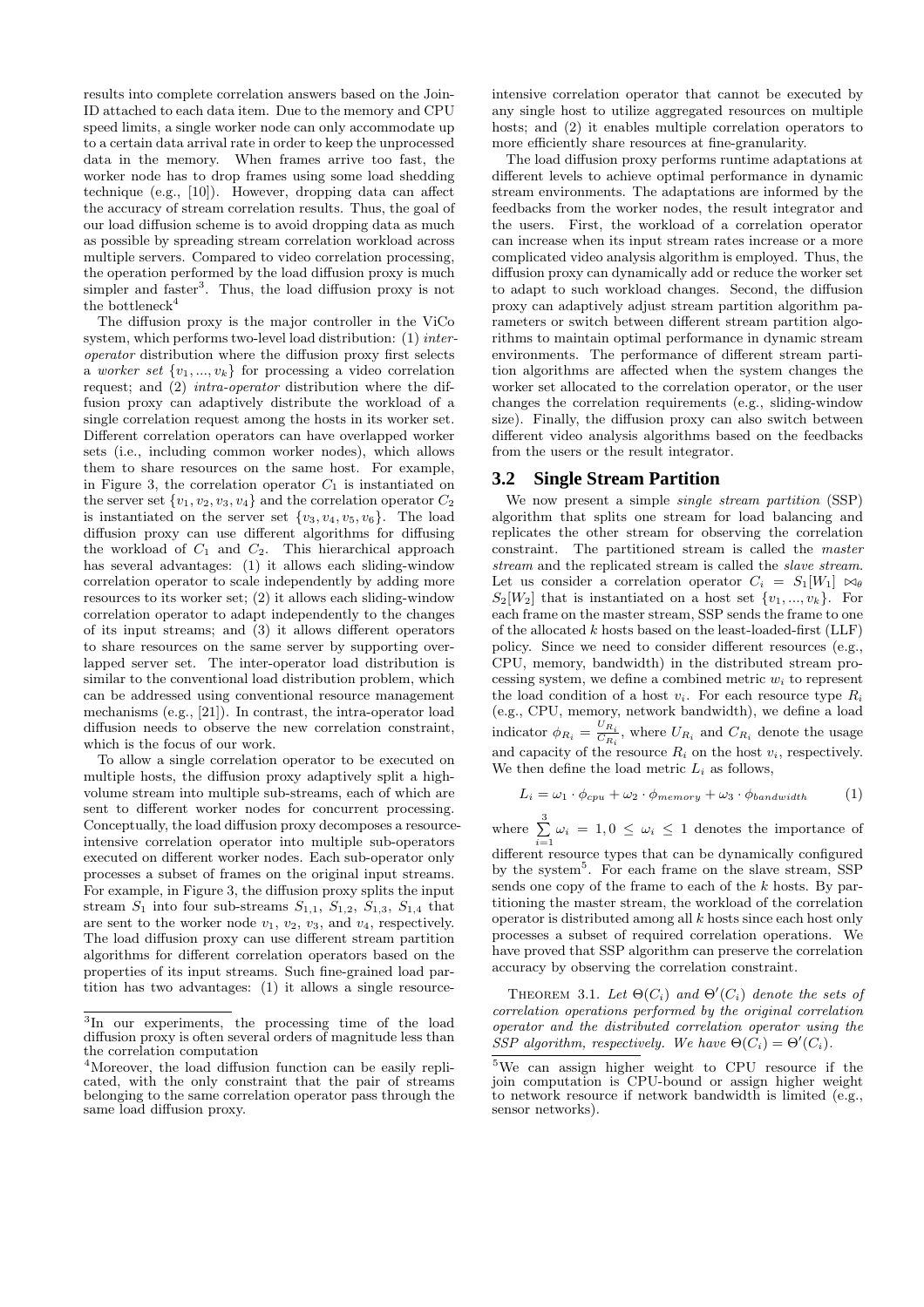results into complete correlation answers based on the Join-ID attached to each data item. Due to the memory and CPU speed limits, a single worker node can only accommodate up to a certain data arrival rate in order to keep the unprocessed data in the memory. When frames arrive too fast, the worker node has to drop frames using some load shedding technique (e.g., [10]). However, dropping data can affect the accuracy of stream correlation results. Thus, the goal of our load diffusion scheme is to avoid dropping data as much as possible by spreading stream correlation workload across multiple servers. Compared to video correlation processing, the operation performed by the load diffusion proxy is much simpler and faster[3]. Thus, the load diffusion proxy is not the bottleneck[4]

The diffusion proxy is the major controller in the ViCo system, which performs two-level load distribution: (1) *inter-operator* distribution where the diffusion proxy first selects a *worker set* $\{v_1, ..., v_k\}$ for processing a video correlation request; and (2) *intra-operator* distribution where the diffusion proxy can adaptively distribute the workload of a single correlation request among the hosts in its worker set. Different correlation operators can have overlapped worker sets (i.e., including common worker nodes), which allows them to share resources on the same host. For example, in Figure 3, the correlation operator $C_1$ is instantiated on the server set $\{v_1, v_2, v_3, v_4\}$ and the correlation operator $C_2$ is instantiated on the server set $\{v_3, v_4, v_5, v_6\}$. The load diffusion proxy can use different algorithms for diffusing the workload of $C_1$ and $C_2$. This hierarchical approach has several advantages: (1) it allows each sliding-window correlation operator to scale independently by adding more resources to its worker set; (2) it allows each sliding-window correlation operator to adapt independently to the changes of its input streams; and (3) it allows different operators to share resources on the same server by supporting overlapped server set. The inter-operator load distribution is similar to the conventional load distribution problem, which can be addressed using conventional resource management mechanisms (e.g., [21]). In contrast, the intra-operator load diffusion needs to observe the new correlation constraint, which is the focus of our work.

To allow a single correlation operator to be executed on multiple hosts, the diffusion proxy adaptively split a high-volume stream into multiple sub-streams, each of which are sent to different worker nodes for concurrent processing. Conceptually, the load diffusion proxy decomposes a resource-intensive correlation operator into multiple sub-operators executed on different worker nodes. Each sub-operator only processes a subset of frames on the original input streams. For example, in Figure 3, the diffusion proxy splits the input stream $S_1$ into four sub-streams $S_{1,1}$, $S_{1,2}$, $S_{1,3}$, $S_{1,4}$ that are sent to the worker node $v_1$, $v_2$, $v_3$, and $v_4$, respectively. The load diffusion proxy can use different stream partition algorithms for different correlation operators based on the properties of its input streams. Such fine-grained load partition has two advantages: (1) it allows a single resource-intensive correlation operator that cannot be executed by any single host to utilize aggregated resources on multiple hosts; and (2) it enables multiple correlation operators to more efficiently share resources at fine-granularity.

The load diffusion proxy performs runtime adaptations at different levels to achieve optimal performance in dynamic stream environments. The adaptations are informed by the feedbacks from the worker nodes, the result integrator and the users. First, the workload of a correlation operator can increase when its input stream rates increase or a more complicated video analysis algorithm is employed. Thus, the diffusion proxy can dynamically add or reduce the worker set to adapt to such workload changes. Second, the diffusion proxy can adaptively adjust stream partition algorithm parameters or switch between different stream partition algorithms to maintain optimal performance in dynamic stream environments. The performance of different stream partition algorithms are affected when the system changes the worker set allocated to the correlation operator, or the user changes the correlation requirements (e.g., sliding-window size). Finally, the diffusion proxy can also switch between different video analysis algorithms based on the feedbacks from the users or the result integrator.

## 3.2 Single Stream Partition

We now present a simple *single stream partition* (SSP) algorithm that splits one stream for load balancing and replicates the other stream for observing the correlation constraint. The partitioned stream is called the *master stream* and the replicated stream is called the *slave stream*. Let us consider a correlation operator $C_i = S_1[W_1] \bowtie_\theta S_2[W_2]$ that is instantiated on a host set $\{v_1, ..., v_k\}$. For each frame on the master stream, SSP sends the frame to one of the allocated $k$ hosts based on the least-loaded-first (LLF) policy. Since we need to consider different resources (e.g., CPU, memory, bandwidth) in the distributed stream processing system, we define a combined metric $w_i$ to represent the load condition of a host $v_i$. For each resource type $R_i$ (e.g., CPU, memory, network bandwidth), we define a load indicator $\phi_{R_i} = \frac{U_{R_i}}{C_{R_i}}$, where $U_{R_i}$ and $C_{R_i}$ denote the usage and capacity of the resource $R_i$ on the host $v_i$, respectively. We then define the load metric $L_i$ as follows,

$$L_i = \omega_1 \cdot \phi_{cpu} + \omega_2 \cdot \phi_{memory} + \omega_3 \cdot \phi_{bandwidth} \qquad (1)$$

where $\sum_{i=1}^{3} \omega_i = 1, 0 \leq \omega_i \leq 1$ denotes the importance of different resource types that can be dynamically configured by the system[5]. For each frame on the slave stream, SSP sends one copy of the frame to each of the $k$ hosts. By partitioning the master stream, the workload of the correlation operator is distributed among all $k$ hosts since each host only processes a subset of required correlation operations. We have proved that SSP algorithm can preserve the correlation accuracy by observing the correlation constraint.

Theorem 3.1. *Let $\Theta(C_i)$ and $\Theta'(C_i)$ denote the sets of correlation operations performed by the original correlation operator and the distributed correlation operator using the SSP algorithm, respectively. We have $\Theta(C_i) = \Theta'(C_i)$.*

---

[3] In our experiments, the processing time of the load diffusion proxy is often several orders of magnitude less than the correlation computation

[4] Moreover, the load diffusion function can be easily replicated, with the only constraint that the pair of streams belonging to the same correlation operator pass through the same load diffusion proxy.

[5] We can assign higher weight to CPU resource if the join computation is CPU-bound or assign higher weight to network resource if network bandwidth is limited (e.g., sensor networks).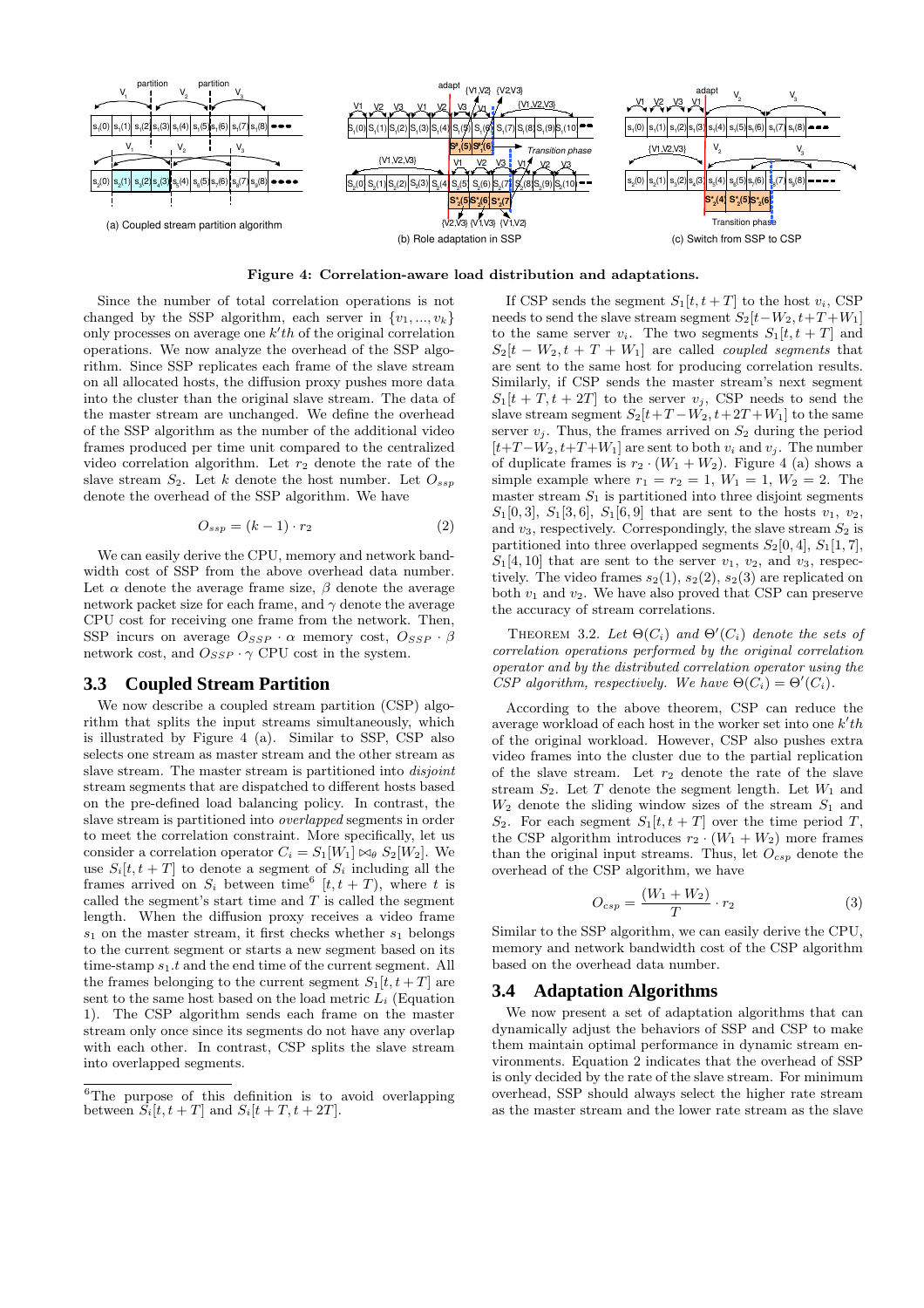Figure 4: Correlation-aware load distribution and adaptations.

Since the number of total correlation operations is not changed by the SSP algorithm, each server in $\{v_1, ..., v_k\}$ only processes on average one $k'th$ of the original correlation operations. We now analyze the overhead of the SSP algorithm. Since SSP replicates each frame of the slave stream on all allocated hosts, the diffusion proxy pushes more data into the cluster than the original slave stream. The data of the master stream are unchanged. We define the overhead of the SSP algorithm as the number of the additional video frames produced per time unit compared to the centralized video correlation algorithm. Let $r_2$ denote the rate of the slave stream $S_2$. Let $k$ denote the host number. Let $O_{ssp}$ denote the overhead of the SSP algorithm. We have

$$O_{ssp} = (k - 1) \cdot r_2 \tag{2}$$

We can easily derive the CPU, memory and network bandwidth cost of SSP from the above overhead data number. Let $\alpha$ denote the average frame size, $\beta$ denote the average network packet size for each frame, and $\gamma$ denote the average CPU cost for receiving one frame from the network. Then, SSP incurs on average $O_{SSP} \cdot \alpha$ memory cost, $O_{SSP} \cdot \beta$ network cost, and $O_{SSP} \cdot \gamma$ CPU cost in the system.

## 3.3 Coupled Stream Partition

We now describe a coupled stream partition (CSP) algorithm that splits the input streams simultaneously, which is illustrated by Figure 4 (a). Similar to SSP, CSP also selects one stream as master stream and the other stream as slave stream. The master stream is partitioned into *disjoint* stream segments that are dispatched to different hosts based on the pre-defined load balancing policy. In contrast, the slave stream is partitioned into *overlapped* segments in order to meet the correlation constraint. More specifically, let us consider a correlation operator $C_i = S_1[W_1] \bowtie_\theta S_2[W_2]$. We use $S_i[t, t+T]$ to denote a segment of $S_i$ including all the frames arrived on $S_i$ between time[6] $[t, t+T)$, where $t$ is called the segment's start time and $T$ is called the segment length. When the diffusion proxy receives a video frame $s_1$ on the master stream, it first checks whether $s_1$ belongs to the current segment or starts a new segment based on its time-stamp $s_1.t$ and the end time of the current segment. All the frames belonging to the current segment $S_1[t, t+T]$ are sent to the same host based on the load metric $L_i$ (Equation 1). The CSP algorithm sends each frame on the master stream only once since its segments do not have any overlap with each other. In contrast, CSP splits the slave stream into overlapped segments.

If CSP sends the segment $S_1[t, t+T]$ to the host $v_i$, CSP needs to send the slave stream segment $S_2[t-W_2, t+T+W_1]$ to the same server $v_i$. The two segments $S_1[t, t+T]$ and $S_2[t-W_2, t+T+W_1]$ are called *coupled segments* that are sent to the same host for producing correlation results. Similarly, if CSP sends the master stream's next segment $S_1[t+T, t+2T]$ to the server $v_j$, CSP needs to send the slave stream segment $S_2[t+T-W_2, t+2T+W_1]$ to the same server $v_j$. Thus, the frames arrived on $S_2$ during the period $[t+T-W_2, t+T+W_1]$ are sent to both $v_i$ and $v_j$. The number of duplicate frames is $r_2 \cdot (W_1 + W_2)$. Figure 4 (a) shows a simple example where $r_1 = r_2 = 1$, $W_1 = 1$, $W_2 = 2$. The master stream $S_1$ is partitioned into three disjoint segments $S_1[0, 3]$, $S_1[3, 6]$, $S_1[6, 9]$ that are sent to the hosts $v_1$, $v_2$, and $v_3$, respectively. Correspondingly, the slave stream $S_2$ is partitioned into three overlapped segments $S_2[0, 4]$, $S_1[1, 7]$, $S_1[4, 10]$ that are sent to the server $v_1$, $v_2$, and $v_3$, respectively. The video frames $s_2(1)$, $s_2(2)$, $s_2(3)$ are replicated on both $v_1$ and $v_2$. We have also proved that CSP can preserve the accuracy of stream correlations.

THEOREM 3.2. *Let $\Theta(C_i)$ and $\Theta'(C_i)$ denote the sets of correlation operations performed by the original correlation operator and by the distributed correlation operator using the CSP algorithm, respectively. We have $\Theta(C_i) = \Theta'(C_i)$.*

According to the above theorem, CSP can reduce the average workload of each host in the worker set into one $k'th$ of the original workload. However, CSP also pushes extra video frames into the cluster due to the partial replication of the slave stream. Let $r_2$ denote the rate of the slave stream $S_2$. Let $T$ denote the segment length. Let $W_1$ and $W_2$ denote the sliding window sizes of the stream $S_1$ and $S_2$. For each segment $S_1[t, t+T]$ over the time period $T$, the CSP algorithm introduces $r_2 \cdot (W_1 + W_2)$ more frames than the original input streams. Thus, let $O_{csp}$ denote the overhead of the CSP algorithm, we have

$$O_{csp} = \frac{(W_1 + W_2)}{T} \cdot r_2 \tag{3}$$

Similar to the SSP algorithm, we can easily derive the CPU, memory and network bandwidth cost of the CSP algorithm based on the overhead data number.

## 3.4 Adaptation Algorithms

We now present a set of adaptation algorithms that can dynamically adjust the behaviors of SSP and CSP to make them maintain optimal performance in dynamic stream environments. Equation 2 indicates that the overhead of SSP is only decided by the rate of the slave stream. For minimum overhead, SSP should always select the higher rate stream as the master stream and the lower rate stream as the slave

[6] The purpose of this definition is to avoid overlapping between $S_i[t, t+T]$ and $S_i[t+T, t+2T]$.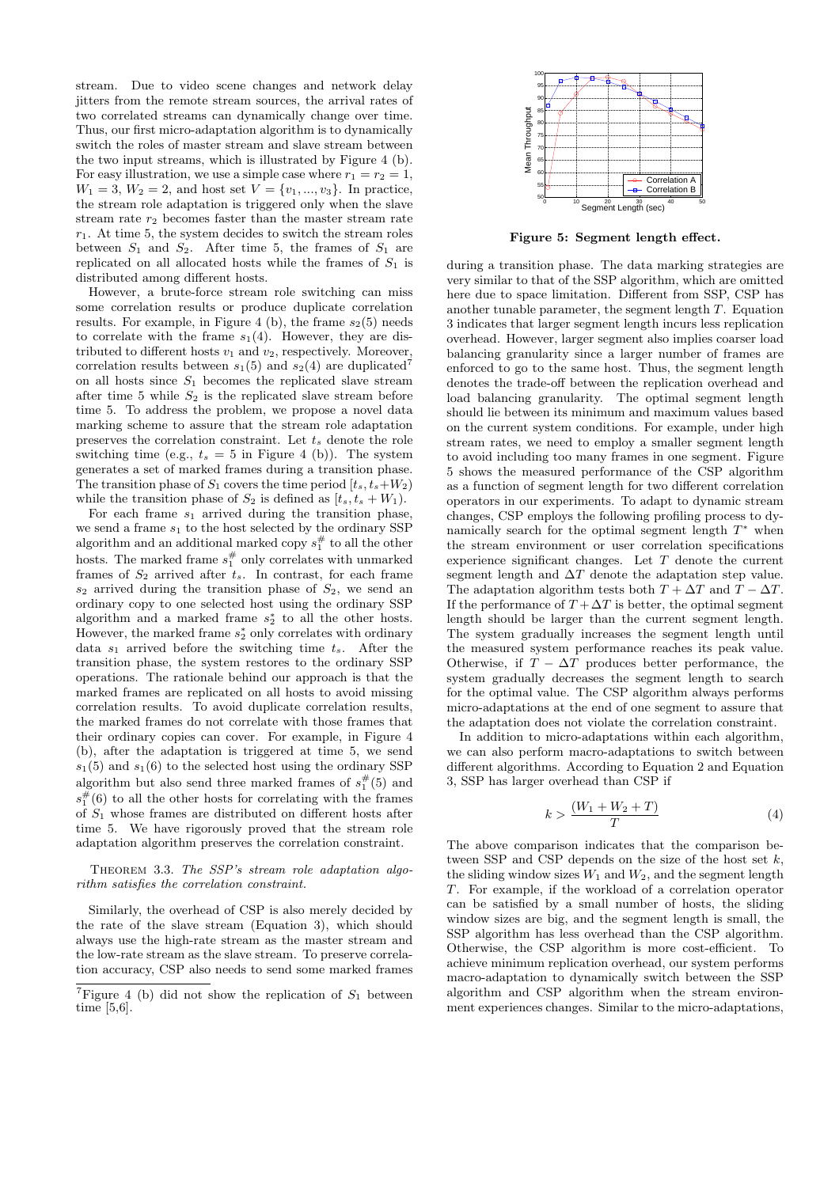stream. Due to video scene changes and network delay jitters from the remote stream sources, the arrival rates of two correlated streams can dynamically change over time. Thus, our first micro-adaptation algorithm is to dynamically switch the roles of master stream and slave stream between the two input streams, which is illustrated by Figure 4 (b). For easy illustration, we use a simple case where $r_1 = r_2 = 1$, $W_1 = 3$, $W_2 = 2$, and host set $V = \{v_1, ..., v_3\}$. In practice, the stream role adaptation is triggered only when the slave stream rate $r_2$ becomes faster than the master stream rate $r_1$. At time 5, the system decides to switch the stream roles between $S_1$ and $S_2$. After time 5, the frames of $S_1$ are replicated on all allocated hosts while the frames of $S_1$ is distributed among different hosts.

However, a brute-force stream role switching can miss some correlation results or produce duplicate correlation results. For example, in Figure 4 (b), the frame $s_2(5)$ needs to correlate with the frame $s_1(4)$. However, they are distributed to different hosts $v_1$ and $v_2$, respectively. Moreover, correlation results between $s_1(5)$ and $s_2(4)$ are duplicated[7] on all hosts since $S_1$ becomes the replicated slave stream after time 5 while $S_2$ is the replicated slave stream before time 5. To address the problem, we propose a novel data marking scheme to assure that the stream role adaptation preserves the correlation constraint. Let $t_s$ denote the role switching time (e.g., $t_s = 5$ in Figure 4 (b)). The system generates a set of marked frames during a transition phase. The transition phase of $S_1$ covers the time period $[t_s, t_s+W_2)$ while the transition phase of $S_2$ is defined as $[t_s, t_s + W_1)$.

For each frame $s_1$ arrived during the transition phase, we send a frame $s_1$ to the host selected by the ordinary SSP algorithm and an additional marked copy $s_1^{\#}$ to all the other hosts. The marked frame $s_1^{\#}$ only correlates with unmarked frames of $S_2$ arrived after $t_s$. In contrast, for each frame $s_2$ arrived during the transition phase of $S_2$, we send an ordinary copy to one selected host using the ordinary SSP algorithm and a marked frame $s_2^*$ to all the other hosts. However, the marked frame $s_2^*$ only correlates with ordinary data $s_1$ arrived before the switching time $t_s$. After the transition phase, the system restores to the ordinary SSP operations. The rationale behind our approach is that the marked frames are replicated on all hosts to avoid missing correlation results. To avoid duplicate correlation results, the marked frames do not correlate with those frames that their ordinary copies can cover. For example, in Figure 4 (b), after the adaptation is triggered at time 5, we send $s_1(5)$ and $s_1(6)$ to the selected host using the ordinary SSP algorithm but also send three marked frames of $s_1^{\#}(5)$ and $s_1^{\#}(6)$ to all the other hosts for correlating with the frames of $S_1$ whose frames are distributed on different hosts after time 5. We have rigorously proved that the stream role adaptation algorithm preserves the correlation constraint.

Theorem 3.3. *The SSP's stream role adaptation algorithm satisfies the correlation constraint.*

Similarly, the overhead of CSP is also merely decided by the rate of the slave stream (Equation 3), which should always use the high-rate stream as the master stream and the low-rate stream as the slave stream. To preserve correlation accuracy, CSP also needs to send some marked frames

[7] Figure 4 (b) did not show the replication of $S_1$ between time [5,6].

**Figure 5: Segment length effect.**

during a transition phase. The data marking strategies are very similar to that of the SSP algorithm, which are omitted here due to space limitation. Different from SSP, CSP has another tunable parameter, the segment length $T$. Equation 3 indicates that larger segment length incurs less replication overhead. However, larger segment also implies coarser load balancing granularity since a larger number of frames are enforced to go to the same host. Thus, the segment length denotes the trade-off between the replication overhead and load balancing granularity. The optimal segment length should lie between its minimum and maximum values based on the current system conditions. For example, under high stream rates, we need to employ a smaller segment length to avoid including too many frames in one segment. Figure 5 shows the measured performance of the CSP algorithm as a function of segment length for two different correlation operators in our experiments. To adapt to dynamic stream changes, CSP employs the following profiling process to dynamically search for the optimal segment length $T^*$ when the stream environment or user correlation specifications experience significant changes. Let $T$ denote the current segment length and $\Delta T$ denote the adaptation step value. The adaptation algorithm tests both $T + \Delta T$ and $T - \Delta T$. If the performance of $T + \Delta T$ is better, the optimal segment length should be larger than the current segment length. The system gradually increases the segment length until the measured system performance reaches its peak value. Otherwise, if $T - \Delta T$ produces better performance, the system gradually decreases the segment length to search for the optimal value. The CSP algorithm always performs micro-adaptations at the end of one segment to assure that the adaptation does not violate the correlation constraint.

In addition to micro-adaptations within each algorithm, we can also perform macro-adaptations to switch between different algorithms. According to Equation 2 and Equation 3, SSP has larger overhead than CSP if

$$k > \frac{(W_1 + W_2 + T)}{T} \tag{4}$$

The above comparison indicates that the comparison between SSP and CSP depends on the size of the host set $k$, the sliding window sizes $W_1$ and $W_2$, and the segment length $T$. For example, if the workload of a correlation operator can be satisfied by a small number of hosts, the sliding window sizes are big, and the segment length is small, the SSP algorithm has less overhead than the CSP algorithm. Otherwise, the CSP algorithm is more cost-efficient. To achieve minimum replication overhead, our system performs macro-adaptation to dynamically switch between the SSP algorithm and CSP algorithm when the stream environment experiences changes. Similar to the micro-adaptations,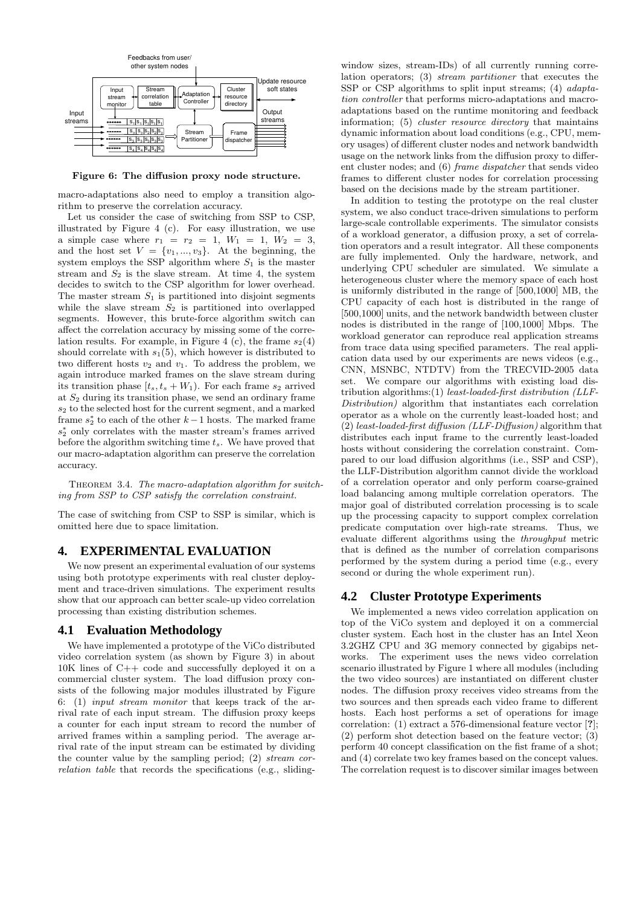Figure 6: The diffusion proxy node structure.

macro-adaptations also need to employ a transition algorithm to preserve the correlation accuracy.

Let us consider the case of switching from SSP to CSP, illustrated by Figure 4 (c). For easy illustration, we use a simple case where $r_1 = r_2 = 1$, $W_1 = 1$, $W_2 = 3$, and the host set $V = \{v_1, ..., v_3\}$. At the beginning, the system employs the SSP algorithm where $S_1$ is the master stream and $S_2$ is the slave stream. At time 4, the system decides to switch to the CSP algorithm for lower overhead. The master stream $S_1$ is partitioned into disjoint segments while the slave stream $S_2$ is partitioned into overlapped segments. However, this brute-force algorithm switch can affect the correlation accuracy by missing some of the correlation results. For example, in Figure 4 (c), the frame $s_2(4)$ should correlate with $s_1(5)$, which however is distributed to two different hosts $v_2$ and $v_1$. To address the problem, we again introduce marked frames on the slave stream during its transition phase $[t_s, t_s + W_1)$. For each frame $s_2$ arrived at $S_2$ during its transition phase, we send an ordinary frame $s_2$ to the selected host for the current segment, and a marked frame $s_2^*$ to each of the other $k-1$ hosts. The marked frame $s_2^*$ only correlates with the master stream's frames arrived before the algorithm switching time $t_s$. We have proved that our macro-adaptation algorithm can preserve the correlation accuracy.

THEOREM 3.4. *The macro-adaptation algorithm for switching from SSP to CSP satisfy the correlation constraint.*

The case of switching from CSP to SSP is similar, which is omitted here due to space limitation.

# 4. EXPERIMENTAL EVALUATION

We now present an experimental evaluation of our systems using both prototype experiments with real cluster deployment and trace-driven simulations. The experiment results show that our approach can better scale-up video correlation processing than existing distribution schemes.

## 4.1 Evaluation Methodology

We have implemented a prototype of the ViCo distributed video correlation system (as shown by Figure 3) in about 10K lines of C++ code and successfully deployed it on a commercial cluster system. The load diffusion proxy consists of the following major modules illustrated by Figure 6: (1) *input stream monitor* that keeps track of the arrival rate of each input stream. The diffusion proxy keeps a counter for each input stream to record the number of arrived frames within a sampling period. The average arrival rate of the input stream can be estimated by dividing the counter value by the sampling period; (2) *stream correlation table* that records the specifications (e.g., sliding-window sizes, stream-IDs) of all currently running correlation operators; (3) *stream partitioner* that executes the SSP or CSP algorithms to split input streams; (4) *adaptation controller* that performs micro-adaptations and macro-adaptations based on the runtime monitoring and feedback information; (5) *cluster resource directory* that maintains dynamic information about load conditions (e.g., CPU, memory usages) of different cluster nodes and network bandwidth usage on the network links from the diffusion proxy to different cluster nodes; and (6) *frame dispatcher* that sends video frames to different cluster nodes for correlation processing based on the decisions made by the stream partitioner.

In addition to testing the prototype on the real cluster system, we also conduct trace-driven simulations to perform large-scale controllable experiments. The simulator consists of a workload generator, a diffusion proxy, a set of correlation operators and a result integrator. All these components are fully implemented. Only the hardware, network, and underlying CPU scheduler are simulated. We simulate a heterogeneous cluster where the memory space of each host is uniformly distributed in the range of [500,1000] MB, the CPU capacity of each host is distributed in the range of [500,1000] units, and the network bandwidth between cluster nodes is distributed in the range of [100,1000] Mbps. The workload generator can reproduce real application streams from trace data using specified parameters. The real application data used by our experiments are news videos (e.g., CNN, MSNBC, NTDTV) from the TRECVID-2005 data set. We compare our algorithms with existing load distribution algorithms:(1) *least-loaded-first distribution (LLF-Distribution)* algorithm that instantiates each correlation operator as a whole on the currently least-loaded host; and (2) *least-loaded-first diffusion (LLF-Diffusion)* algorithm that distributes each input frame to the currently least-loaded hosts without considering the correlation constraint. Compared to our load diffusion algorithms (i.e., SSP and CSP), the LLF-Distribution algorithm cannot divide the workload of a correlation operator and only perform coarse-grained load balancing among multiple correlation operators. The major goal of distributed correlation processing is to scale up the processing capacity to support complex correlation predicate computation over high-rate streams. Thus, we evaluate different algorithms using the *throughput* metric that is defined as the number of correlation comparisons performed by the system during a period time (e.g., every second or during the whole experiment run).

## 4.2 Cluster Prototype Experiments

We implemented a news video correlation application on top of the ViCo system and deployed it on a commercial cluster system. Each host in the cluster has an Intel Xeon 3.2GHZ CPU and 3G memory connected by gigabips networks. The experiment uses the news video correlation scenario illustrated by Figure 1 where all modules (including the two video sources) are instantiated on different cluster nodes. The diffusion proxy receives video streams from the two sources and then spreads each video frame to different hosts. Each host performs a set of operations for image correlation: (1) extract a 576-dimensional feature vector [?]; (2) perform shot detection based on the feature vector; (3) perform 40 concept classification on the fist frame of a shot; and (4) correlate two key frames based on the concept values. The correlation request is to discover similar images between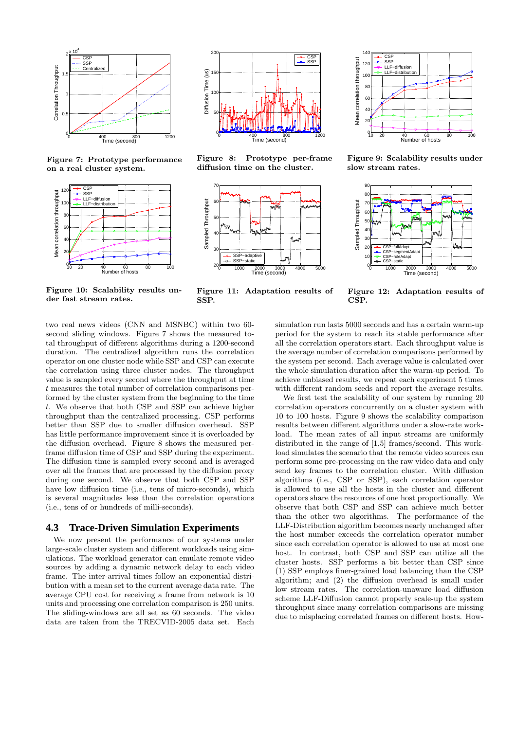**Figure 7: Prototype performance on a real cluster system.**

**Figure 8: Prototype per-frame diffusion time on the cluster.**

**Figure 9: Scalability results under slow stream rates.**

**Figure 10: Scalability results under fast stream rates.**

**Figure 11: Adaptation results of SSP.**

**Figure 12: Adaptation results of CSP.**

two real news videos (CNN and MSNBC) within two 60-second sliding windows. Figure 7 shows the measured total throughput of different algorithms during a 1200-second duration. The centralized algorithm runs the correlation operator on one cluster node while SSP and CSP can execute the correlation using three cluster nodes. The throughput value is sampled every second where the throughput at time $t$ measures the total number of correlation comparisons performed by the cluster system from the beginning to the time $t$. We observe that both CSP and SSP can achieve higher throughput than the centralized processing. CSP performs better than SSP due to smaller diffusion overhead. SSP has little performance improvement since it is overloaded by the diffusion overhead. Figure 8 shows the measured per-frame diffusion time of CSP and SSP during the experiment. The diffusion time is sampled every second and is averaged over all the frames that are processed by the diffusion proxy during one second. We observe that both CSP and SSP have low diffusion time (i.e., tens of micro-seconds), which is several magnitudes less than the correlation operations (i.e., tens of or hundreds of milli-seconds).

## 4.3 Trace-Driven Simulation Experiments

We now present the performance of our systems under large-scale cluster system and different workloads using simulations. The workload generator can emulate remote video sources by adding a dynamic network delay to each video frame. The inter-arrival times follow an exponential distribution with a mean set to the current average data rate. The average CPU cost for receiving a frame from network is 10 units and processing one correlation comparison is 250 units. The sliding-windows are all set as 60 seconds. The video data are taken from the TRECVID-2005 data set. Each simulation run lasts 5000 seconds and has a certain warm-up period for the system to reach its stable performance after all the correlation operators start. Each throughput value is the average number of correlation comparisons performed by the system per second. Each average value is calculated over the whole simulation duration after the warm-up period. To achieve unbiased results, we repeat each experiment 5 times with different random seeds and report the average results.

We first test the scalability of our system by running 20 correlation operators concurrently on a cluster system with 10 to 100 hosts. Figure 9 shows the scalability comparison results between different algorithms under a slow-rate workload. The mean rates of all input streams are uniformly distributed in the range of [1,5] frames/second. This workload simulates the scenario that the remote video sources can perform some pre-processing on the raw video data and only send key frames to the correlation cluster. With diffusion algorithms (i.e., CSP or SSP), each correlation operator is allowed to use all the hosts in the cluster and different operators share the resources of one host proportionally. We observe that both CSP and SSP can achieve much better than the other two algorithms. The performance of the LLF-Distribution algorithm becomes nearly unchanged after the host number exceeds the correlation operator number since each correlation operator is allowed to use at most one host. In contrast, both CSP and SSP can utilize all the cluster hosts. SSP performs a bit better than CSP since (1) SSP employs finer-grained load balancing than the CSP algorithm; and (2) the diffusion overhead is small under low stream rates. The correlation-unaware load diffusion scheme LLF-Diffusion cannot properly scale-up the system throughput since many correlation comparisons are missing due to misplacing correlated frames on different hosts. How-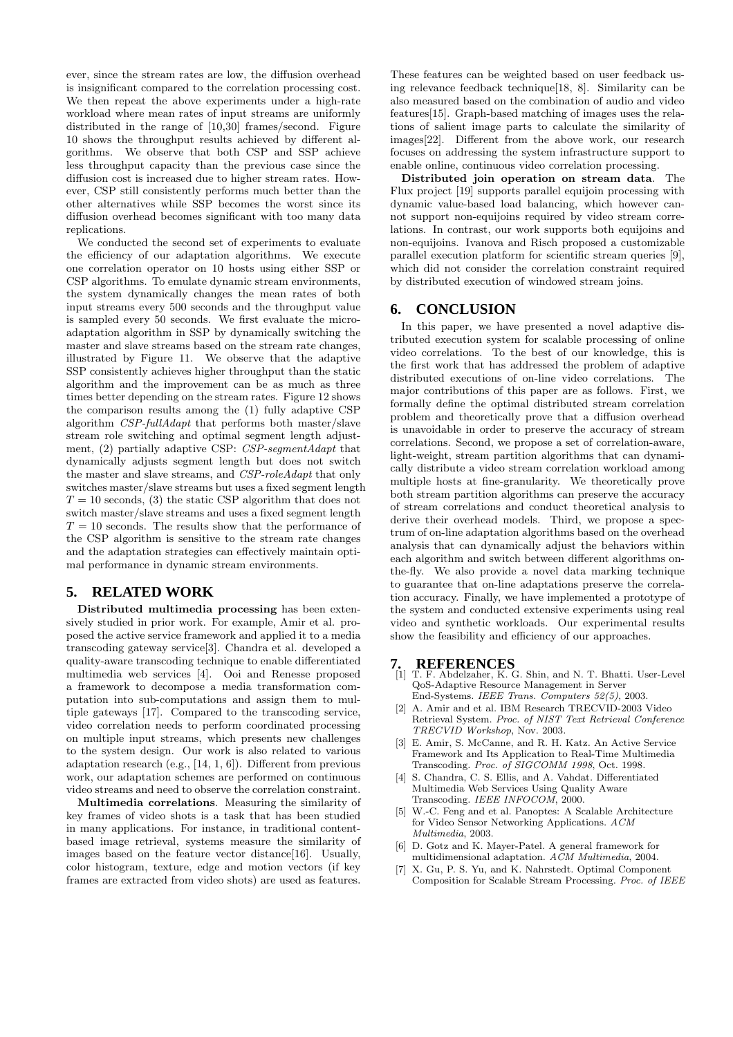ever, since the stream rates are low, the diffusion overhead is insignificant compared to the correlation processing cost. We then repeat the above experiments under a high-rate workload where mean rates of input streams are uniformly distributed in the range of [10,30] frames/second. Figure 10 shows the throughput results achieved by different algorithms. We observe that both CSP and SSP achieve less throughput capacity than the previous case since the diffusion cost is increased due to higher stream rates. However, CSP still consistently performs much better than the other alternatives while SSP becomes the worst since its diffusion overhead becomes significant with too many data replications.

We conducted the second set of experiments to evaluate the efficiency of our adaptation algorithms. We execute one correlation operator on 10 hosts using either SSP or CSP algorithms. To emulate dynamic stream environments, the system dynamically changes the mean rates of both input streams every 500 seconds and the throughput value is sampled every 50 seconds. We first evaluate the micro-adaptation algorithm in SSP by dynamically switching the master and slave streams based on the stream rate changes, illustrated by Figure 11. We observe that the adaptive SSP consistently achieves higher throughput than the static algorithm and the improvement can be as much as three times better depending on the stream rates. Figure 12 shows the comparison results among the (1) fully adaptive CSP algorithm *CSP-fullAdapt* that performs both master/slave stream role switching and optimal segment length adjustment, (2) partially adaptive CSP: *CSP-segmentAdapt* that dynamically adjusts segment length but does not switch the master and slave streams, and *CSP-roleAdapt* that only switches master/slave streams but uses a fixed segment length $T = 10$ seconds, (3) the static CSP algorithm that does not switch master/slave streams and uses a fixed segment length $T = 10$ seconds. The results show that the performance of the CSP algorithm is sensitive to the stream rate changes and the adaptation strategies can effectively maintain optimal performance in dynamic stream environments.

## 5. RELATED WORK

**Distributed multimedia processing** has been extensively studied in prior work. For example, Amir et al. proposed the active service framework and applied it to a media transcoding gateway service[3]. Chandra et al. developed a quality-aware transcoding technique to enable differentiated multimedia web services [4]. Ooi and Renesse proposed a framework to decompose a media transformation computation into sub-computations and assign them to multiple gateways [17]. Compared to the transcoding service, video correlation needs to perform coordinated processing on multiple input streams, which presents new challenges to the system design. Our work is also related to various adaptation research (e.g., [14, 1, 6]). Different from previous work, our adaptation schemes are performed on continuous video streams and need to observe the correlation constraint.

**Multimedia correlations**. Measuring the similarity of key frames of video shots is a task that has been studied in many applications. For instance, in traditional content-based image retrieval, systems measure the similarity of images based on the feature vector distance[16]. Usually, color histogram, texture, edge and motion vectors (if key frames are extracted from video shots) are used as features. These features can be weighted based on user feedback using relevance feedback technique[18, 8]. Similarity can be also measured based on the combination of audio and video features[15]. Graph-based matching of images uses the relations of salient image parts to calculate the similarity of images[22]. Different from the above work, our research focuses on addressing the system infrastructure support to enable online, continuous video correlation processing.

**Distributed join operation on stream data**. The Flux project [19] supports parallel equijoin processing with dynamic value-based load balancing, which however cannot support non-equijoins required by video stream correlations. In contrast, our work supports both equijoins and non-equijoins. Ivanova and Risch proposed a customizable parallel execution platform for scientific stream queries [9], which did not consider the correlation constraint required by distributed execution of windowed stream joins.

## 6. CONCLUSION

In this paper, we have presented a novel adaptive distributed execution system for scalable processing of online video correlations. To the best of our knowledge, this is the first work that has addressed the problem of adaptive distributed executions of on-line video correlations. The major contributions of this paper are as follows. First, we formally define the optimal distributed stream correlation problem and theoretically prove that a diffusion overhead is unavoidable in order to preserve the accuracy of stream correlations. Second, we propose a set of correlation-aware, light-weight, stream partition algorithms that can dynamically distribute a video stream correlation workload among multiple hosts at fine-granularity. We theoretically prove both stream partition algorithms can preserve the accuracy of stream correlations and conduct theoretical analysis to derive their overhead models. Third, we propose a spectrum of on-line adaptation algorithms based on the overhead analysis that can dynamically adjust the behaviors within each algorithm and switch between different algorithms on-the-fly. We also provide a novel data marking technique to guarantee that on-line adaptations preserve the correlation accuracy. Finally, we have implemented a prototype of the system and conducted extensive experiments using real video and synthetic workloads. Our experimental results show the feasibility and efficiency of our approaches.

## 7. REFERENCES

[1] T. F. Abdelzaher, K. G. Shin, and N. T. Bhatti. User-Level QoS-Adaptive Resource Management in Server End-Systems. *IEEE Trans. Computers 52(5)*, 2003.

[2] A. Amir and et al. IBM Research TRECVID-2003 Video Retrieval System. *Proc. of NIST Text Retrieval Conference TRECVID Workshop*, Nov. 2003.

[3] E. Amir, S. McCanne, and R. H. Katz. An Active Service Framework and Its Application to Real-Time Multimedia Transcoding. *Proc. of SIGCOMM 1998*, Oct. 1998.

[4] S. Chandra, C. S. Ellis, and A. Vahdat. Differentiated Multimedia Web Services Using Quality Aware Transcoding. *IEEE INFOCOM*, 2000.

[5] W.-C. Feng and et al. Panoptes: A Scalable Architecture for Video Sensor Networking Applications. *ACM Multimedia*, 2003.

[6] D. Gotz and K. Mayer-Patel. A general framework for multidimensional adaptation. *ACM Multimedia*, 2004.

[7] X. Gu, P. S. Yu, and K. Nahrstedt. Optimal Component Composition for Scalable Stream Processing. *Proc. of IEEE*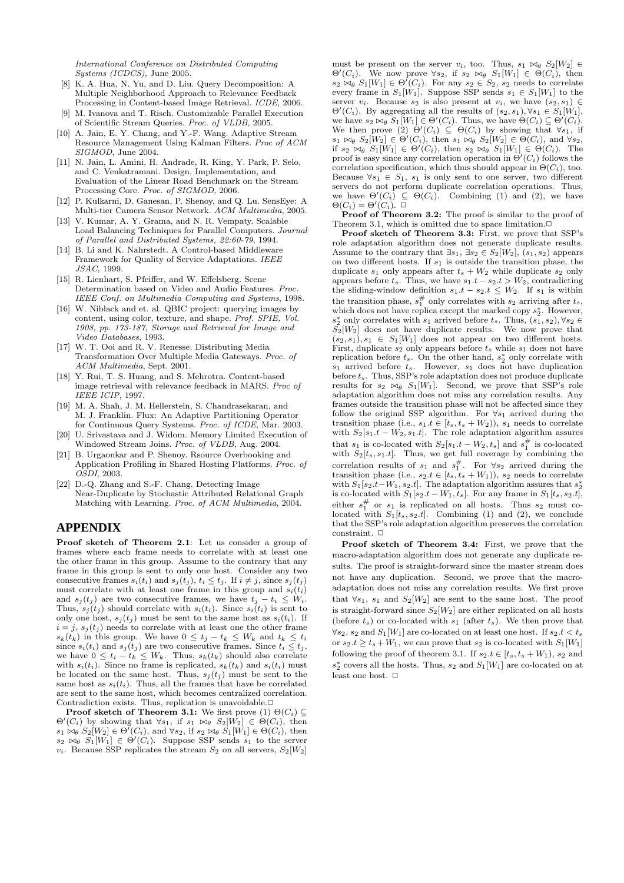International Conference on Distributed Computing Systems (ICDCS)*, June 2005.

[8] K. A. Hua, N. Yu, and D. Liu. Query Decomposition: A Multiple Neighborhood Approach to Relevance Feedback Processing in Content-based Image Retrieval. *ICDE*, 2006.

[9] M. Ivanova and T. Risch. Customizable Parallel Execution of Scientific Stream Queries. *Proc. of VLDB*, 2005.

[10] A. Jain, E. Y. Chang, and Y.-F. Wang. Adaptive Stream Resource Management Using Kalman Filters. *Proc of ACM SIGMOD*, June 2004.

[11] N. Jain, L. Amini, H. Andrade, R. King, Y. Park, P. Selo, and C. Venkatramani. Design, Implementation, and Evaluation of the Linear Road Benchmark on the Stream Processing Core. *Proc. of SIGMOD*, 2006.

[12] P. Kulkarni, D. Ganesan, P. Shenoy, and Q. Lu. SensEye: A Multi-tier Camera Sensor Network. *ACM Multimedia*, 2005.

[13] V. Kumar, A. Y. Grama, and N. R. Vempaty. Scalable Load Balancing Techniques for Parallel Computers. *Journal of Parallel and Distributed Systems, 22:60-79*, 1994.

[14] B. Li and K. Nahrstedt. A Control-based Middleware Framework for Quality of Service Adaptations. *IEEE JSAC*, 1999.

[15] R. Lienhart, S. Pfeiffer, and W. Effelsberg. Scene Determination based on Video and Audio Features. *Proc. IEEE Conf. on Multimedia Computing and Systems*, 1998.

[16] W. Niblack and et. al. QBIC project: querying images by content, using color, texture, and shape. *Prof. SPIE, Vol. 1908, pp. 173-187, Storage and Retrieval for Image and Video Databases*, 1993.

[17] W. T. Ooi and R. V. Renesse. Distributing Media Transformation Over Multiple Media Gateways. *Proc. of ACM Multimedia*, Sept. 2001.

[18] Y. Rui, T. S. Huang, and S. Mehrotra. Content-based image retrieval with relevance feedback in MARS. *Proc of IEEE ICIP*, 1997.

[19] M. A. Shah, J. M. Hellerstein, S. Chandrasekaran, and M. J. Franklin. Flux: An Adaptive Partitioning Operator for Continuous Query Systems. *Proc. of ICDE*, Mar. 2003.

[20] U. Srivastava and J. Widom. Memory Limited Execution of Windowed Stream Joins. *Proc. of VLDB*, Aug. 2004.

[21] B. Urgaonkar and P. Shenoy. Rsource Overbooking and Application Profiling in Shared Hosting Platforms. *Proc. of OSDI*, 2003.

[22] D.-Q. Zhang and S.-F. Chang. Detecting Image Near-Duplicate by Stochastic Attributed Relational Graph Matching with Learning. *Proc. of ACM Multimedia*, 2004.

# APPENDIX

**Proof sketch of Theorem 2.1**: Let us consider a group of frames where each frame needs to correlate with at least one the other frame in this group. Assume to the contrary that any frame in this group is sent to only one host. Consider any two consecutive frames $s_i(t_i)$ and $s_j(t_j)$, $t_i \leq t_j$. If $i \neq j$, since $s_j(t_j)$ must correlate with at least one frame in this group and $s_i(t_i)$ and $s_j(t_j)$ are two consecutive frames, we have $t_j - t_i \leq W_i$. Thus, $s_j(t_j)$ should correlate with $s_i(t_i)$. Since $s_i(t_i)$ is sent to only one host, $s_j(t_j)$ must be sent to the same host as $s_i(t_i)$. If $i = j$, $s_j(t_j)$ needs to correlate with at least one the other frame $s_k(t_k)$ in this group. We have $0 \leq t_j - t_k \leq W_k$ and $t_k \leq t_i$ since $s_i(t_i)$ and $s_j(t_j)$ are two consecutive frames. Since $t_i \leq t_j$, we have $0 \leq t_i - t_k \leq W_k$. Thus, $s_k(t_k)$ should also correlate with $s_i(t_i)$. Since no frame is replicated, $s_k(t_k)$ and $s_i(t_i)$ must be located on the same host. Thus, $s_j(t_j)$ must be sent to the same host as $s_i(t_i)$. Thus, all the frames that have be correlated are sent to the same host, which becomes centralized correlation. Contradiction exists. Thus, replication is unavoidable.□

**Proof sketch of Theorem 3.1:** We first prove (1) $\Theta(C_i) \subseteq \Theta'(C_i)$ by showing that $\forall s_1$, if $s_1 \bowtie_\theta S_2[W_2] \in \Theta(C_i)$, then $s_1 \bowtie_\theta S_2[W_2] \in \Theta'(C_i)$, and $\forall s_2$, if $s_2 \bowtie_\theta S_1[W_1] \in \Theta(C_i)$, then $s_2 \bowtie_\theta S_1[W_1] \in \Theta'(C_i)$. Suppose SSP sends $s_1$ to the server $v_i$. Because SSP replicates the stream $S_2$ on all servers, $S_2[W_2]$ must be present on the server $v_i$, too. Thus, $s_1 \bowtie_\theta S_2[W_2] \in \Theta'(C_i)$. We now prove $\forall s_2$, if $s_2 \bowtie_\theta S_1[W_1] \in \Theta(C_i)$, then $s_2 \bowtie_\theta S_1[W_1] \in \Theta'(C_i)$. For any $s_2 \in S_2$, $s_2$ needs to correlate every frame in $S_1[W_1]$. Suppose SSP sends $s_1 \in S_1[W_1]$ to the server $v_i$. Because $s_2$ is also present at $v_i$, we have $(s_2, s_1) \in \Theta'(C_i)$. By aggregating all the results of $(s_2, s_1), \forall s_1 \in S_1[W_1]$, we have $s_2 \bowtie_\theta S_1[W_1] \in \Theta'(C_i)$. Thus, we have $\Theta(C_i) \subseteq \Theta'(C_i)$. We then prove (2) $\Theta'(C_i) \subseteq \Theta(C_i)$ by showing that $\forall s_1$, if $s_1 \bowtie_\theta S_2[W_2] \in \Theta'(C_i)$, then $s_1 \bowtie_\theta S_2[W_2] \in \Theta(C_i)$, and $\forall s_2$, if $s_2 \bowtie_\theta S_1[W_1] \in \Theta'(C_i)$, then $s_2 \bowtie_\theta S_1[W_1] \in \Theta(C_i)$. The proof is easy since any correlation operation in $\Theta'(C_i)$ follows the correlation specification, which thus should appear in $\Theta(C_i)$, too. Because $\forall s_1 \in S_1$, $s_1$ is only sent to one server, two different servers do not perform duplicate correlation operations. Thus, we have $\Theta'(C_i) \subseteq \Theta(C_i)$. Combining (1) and (2), we have $\Theta(C_i) = \Theta'(C_i)$. □

**Proof of Theorem 3.2:** The proof is similar to the proof of Theorem 3.1, which is omitted due to space limitation.□

**Proof sketch of Theorem 3.3:** First, we prove that SSP's role adaptation algorithm does not generate duplicate results. Assume to the contrary that $\exists s_1$, $\exists s_2 \in S_2[W_2]$, $(s_1, s_2)$ appears on two different hosts. If $s_1$ is outside the transition phase, the duplicate $s_1$ only appears after $t_s + W_2$ while duplicate $s_2$ only appears before $t_s$. Thus, we have $s_1.t - s_2.t > W_2$, contradicting the sliding-window definition $s_1.t - s_2.t \leq W_2$. If $s_1$ is within the transition phase, $s_1^{\#}$ only correlates with $s_2$ arriving after $t_s$, which does not have replica except the marked copy $s_2^*$. However, $s_2^*$ only correlates with $s_1$ arrived before $t_s$. Thus, $(s_1, s_2), \forall s_2 \in S_2[W_2]$ does not have duplicate results. We now prove that $(s_2, s_1), s_1 \in S_1[W_1]$ does not appear on two different hosts. First, duplicate $s_2$ only appears before $t_s$ while $s_1$ does not have replication before $t_s$. On the other hand, $s_2^*$ only correlate with $s_1$ arrived before $t_s$. However, $s_1$ does not have duplication before $t_s$. Thus, SSP's role adaptation does not produce duplicate results for $s_2 \bowtie_\theta S_1[W_1]$. Second, we prove that SSP's role adaptation algorithm does not miss any correlation results. Any frames outside the transition phase will not be affected since they follow the original SSP algorithm. For $\forall s_1$ arrived during the transition phase (i.e., $s_1.t \in [t_s, t_s + W_2)$), $s_1$ needs to correlate with $S_2[s_1.t - W_2, s_1.t]$. The role adaptation algorithm assures that $s_1$ is co-located with $S_2[s_1.t - W_2, t_s]$ and $s_1^{\#}$ is co-located with $S_2[t_s, s_1.t]$. Thus, we get full coverage by combining the correlation results of $s_1$ and $s_1^{\#}$. For $\forall s_2$ arrived during the transition phase (i.e., $s_2.t \in [t_s, t_s + W_1)$), $s_2$ needs to correlate with $S_1[s_2.t - W_1, s_2.t]$. The adaptation algorithm assures that $s_2^*$ is co-located with $S_1[s_2.t - W_1, t_s]$. For any frame in $S_1[t_s, s_2.t]$, either $s_1^{\#}$ or $s_1$ is replicated on all hosts. Thus $s_2$ must co-located with $S_1[t_s, s_2.t]$. Combining (1) and (2), we conclude that the SSP's role adaptation algorithm preserves the correlation constraint. □

**Proof sketch of Theorem 3.4:** First, we prove that the macro-adaptation algorithm does not generate any duplicate results. The proof is straight-forward since the master stream does not have any duplication. Second, we prove that the macro-adaptation does not miss any correlation results. We first prove that $\forall s_1$, $s_1$ and $S_2[W_2]$ are sent to the same host. The proof is straight-forward since $S_2[W_2]$ are either replicated on all hosts (before $t_s$) or co-located with $s_1$ (after $t_s$). We then prove that $\forall s_2$, $s_2$ and $S_1[W_1]$ are co-located on at least one host. If $s_2.t < t_s$ or $s_2.t \geq t_s + W_1$, we can prove that $s_2$ is co-located with $S_1[W_1]$ following the proof of theorem 3.1. If $s_2.t \in [t_s, t_s + W_1)$, $s_2$ and $s_2^*$ covers all the hosts. Thus, $s_2$ and $S_1[W_1]$ are co-located on at least one host. □